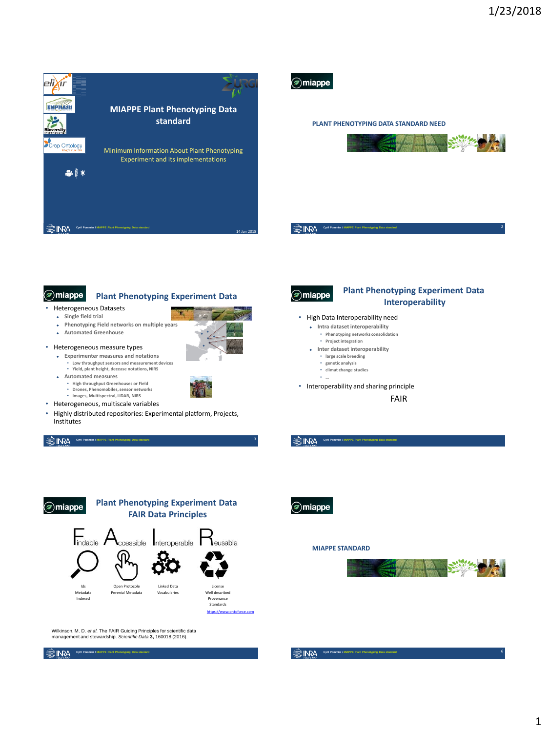## MIAPPE Plant Phenotyping Data standard

Minimum Information About Plant Phenotyping Experiment and its implementations

14 Jan 2018

---

### PLANT PHENOTYPING DATA STANDARD NEED

---

## Plant Phenotyping Experiment Data

- Heterogeneous Datasets
  - Single field trial
  - Phenotyping Field networks on multiple years
  - Automated Greenhouse
- Heterogeneous measure types
  - Experimenter measures and notations
    - Low throughput sensors and measurement devices
    - Yield, plant height, decease notations, NIRS
  - Automated measures
    - High throughput Greenhouses or Field
    - Drones, Phenomobiles, sensor networks
    - Images, Multispectral, LIDAR, NIRS
- Heterogeneous, multiscale variables
- Highly distributed repositories: Experimental platform, Projects, Institutes

---

## Plant Phenotyping Experiment Data Interoperability

- High Data Interoperability need
  - Intra dataset interoperability
    - Phenotyping networks consolidation
    - Project integration
  - Inter dataset interoperability
    - large scale breeding
    - genetic analysis
    - climat change studies
    - …
- Interoperability and sharing principle

FAIR

---

## Plant Phenotyping Experiment Data FAIR Data Principles

| Findable | Accessible | Interoperable | Reusable |
| --- | --- | --- | --- |
| Ids<br>Metadata<br>Indexed | Open Protocole<br>Perenial Metadata | Linked Data<br>Vocabularies | License<br>Well described<br>Provenance<br>Standards |

https://www.ontoforce.com

Wilkinson, M. D. *et al.* The FAIR Guiding Principles for scientific data management and stewardship. *Scientific Data* **3,** 160018 (2016).

---

### MIAPPE STANDARD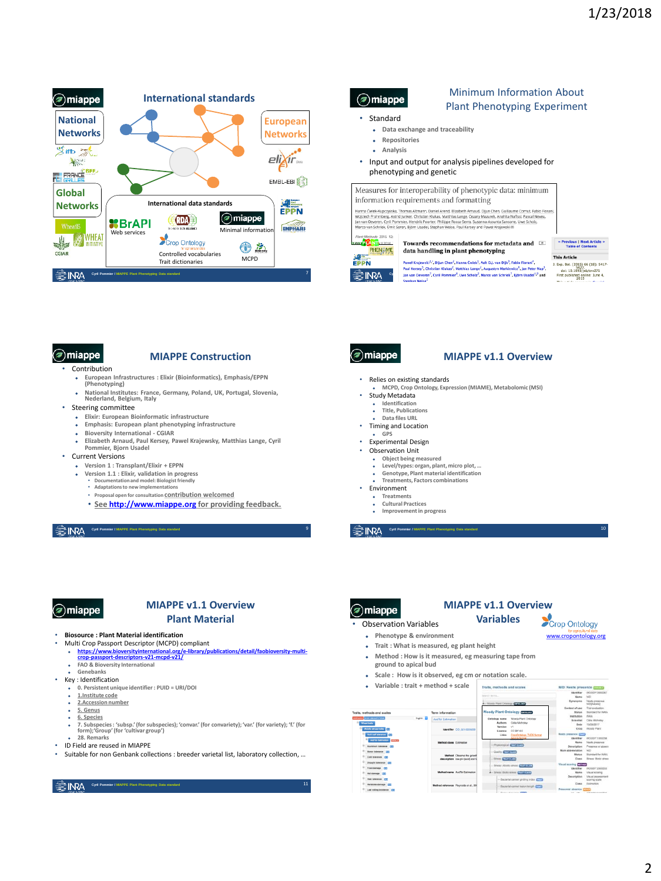## International standards

National Networks

European Networks

Global Networks

International data standards

BrAPI — Web services

miappe — Minimal information

Crop Ontology — Controlled vocabularies, Trait dictionaries

MCPD

## Minimum Information About Plant Phenotyping Experiment

- Standard
  - Data exchange and traceability
  - Repositories
  - Analysis
- Input and output for analysis pipelines developed for phenotyping and genetic

Measures for interoperability of phenotypic data: minimum information requirements and formatting

Towards recommendations for metadata and data handling in plant phenotyping

## MIAPPE Construction

- Contribution
  - European Infrastructures : Elixir (Bioinformatics), Emphasis/EPPN (Phenotyping)
  - National Institutes: France, Germany, Poland, UK, Portugal, Slovenia, Nederland, Belgium, Italy
- Steering committee
  - Elixir: European Bioinformatic infrastructure
  - Emphasis: European plant phenotyping infrastructure
  - Bioversity International - CGIAR
  - Elizabeth Arnaud, Paul Kersey, Pawel Krajewsky, Matthias Lange, Cyril Pommier, Bjorn Usadel
- Current Versions
  - Version 1 : Transplant/Elixir + EPPN
  - Version 1.1 : Elixir, validation in progress
    - Documentation and model: Biologist friendly
    - Adaptations to new implementations
    - Proposal open for consultation contribution welcomed
  - See http://www.miappe.org for providing feedback.

## MIAPPE v1.1 Overview

- Relies on existing standards
  - MCPD, Crop Ontology, Expression (MIAME), Metabolomic (MSI)
- Study Metadata
  - Identification
  - Title, Publications
  - Data files URL
- Timing and Location
  - GPS
- Experimental Design
- Observation Unit
  - Object being measured
  - Level/types: organ, plant, micro plot, …
  - Genotype, Plant material identification
  - Treatments, Factors combinations
- Environment
  - Treatments
  - Cultural Practices
  - Improvement in progress

## MIAPPE v1.1 Overview Plant Material

- **Biosource : Plant Material identification**
- Multi Crop Passport Descriptor (MCPD) compliant
  - https://www.bioversityinternational.org/e-library/publications/detail/faobioversity-multi-crop-passport-descriptors-v21-mcpd-v21/
  - FAO & Bioversity International
  - Genebanks
- Key : Identification
  - 0. Persistent unique identifier : PUID = URI/DOI
  - 1.Institute code
  - 2.Accession number
  - 5. Genus
  - 6. Species
  - 7. Subspecies : 'subsp.' (for subspecies); 'convar.' (for convariety); 'var.' (for variety); 'f.' (for form);'Group' (for 'cultivar group')
  - 28. Remarks
- ID Field are reused in MIAPPE
- Suitable for non Genbank collections : breeder varietal list, laboratory collection, …

## MIAPPE v1.1 Overview Variables

Crop Ontology — www.cropontology.org

- Observation Variables
  - Phenotype & environment
  - Trait : What is measured, eg plant height
  - Method : How is it measured, eg measuring tape from ground to apical bud
  - Scale : How is it observed, eg cm or notation scale.
  - Variable : trait + method + scale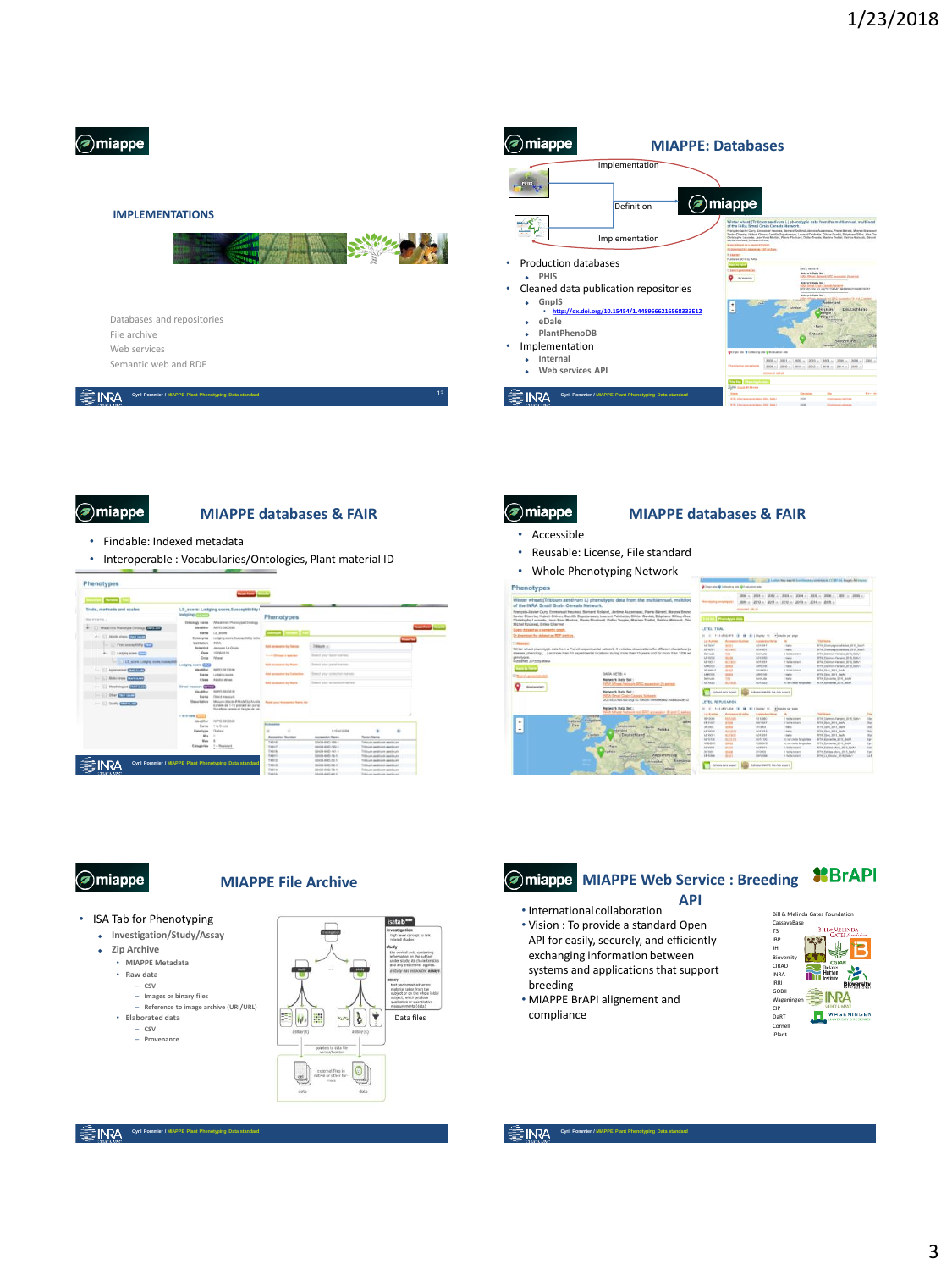## IMPLEMENTATIONS

Databases and repositories

File archive

Web services

Semantic web and RDF

## MIAPPE: Databases

Implementation

Definition

Implementation

- Production databases
  - PHIS
- Cleaned data publication repositories
  - GnpIS
    - http://dx.doi.org/10.15454/1.4489666216568333E12
  - eDale
  - PlantPhenoDB
- Implementation
  - Internal
  - Web services API

## MIAPPE databases & FAIR

- Findable: Indexed metadata
- Interoperable : Vocabularies/Ontologies, Plant material ID

## MIAPPE databases & FAIR

- Accessible
- Reusable: License, File standard
- Whole Phenotyping Network

## MIAPPE File Archive

- ISA Tab for Phenotyping
  - Investigation/Study/Assay
  - Zip Archive
    - MIAPPE Metadata
    - Raw data
      - CSV
      - Images or binary files
      - Reference to image archive (URI/URL)
    - Elaborated data
      - CSV
      - Provenance

Data files

## MIAPPE Web Service : Breeding API

- International collaboration
- Vision : To provide a standard Open API for easily, securely, and efficiently exchanging information between systems and applications that support breeding
- MIAPPE BrAPI alignement and compliance

Bill & Melinda Gates Foundation
CassavaBase
T3
IBP
JHI
Bioversity
CIRAD
INRA
IRRI
GOBII
Wageningen
CIP
DaRT
Cornell
iPlant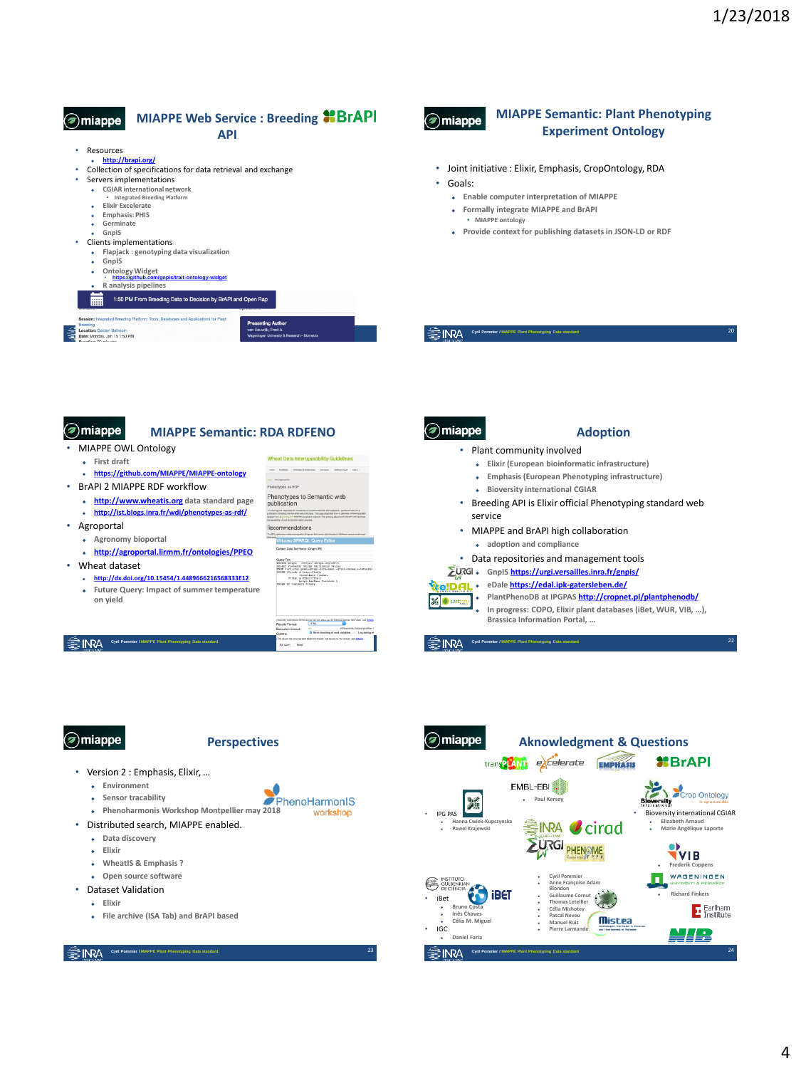## MIAPPE Web Service : Breeding API

- Resources
  - http://brapi.org/
- Collection of specifications for data retrieval and exchange
- Servers implementations
  - CGIAR international network
    - Integrated Breeding Platform
  - Elixir Excelerate
  - Emphasis: PHIS
  - Germinate
  - GnpIS
- Clients implementations
  - Flapjack : genotyping data visualization
  - GnpIS
  - Ontology Widget
    - https://github.com/gnpis/trait-ontology-widget
  - R analysis pipelines

1:50 PM From Breeding Data to Decision by BrAPI and Open Rap

Session: Integrated Breeding Platform: Tools, Databases and Applications for Plant Breeding
Location: Golden Ballroom
Date: Monday, Jan 15 1:50 PM

Presenting Author
van Eeuwijk, Fred A.
Wageningen University & Research - Biometris

## MIAPPE Semantic: Plant Phenotyping Experiment Ontology

- Joint initiative : Elixir, Emphasis, CropOntology, RDA
- Goals:
  - Enable computer interpretation of MIAPPE
  - Formally integrate MIAPPE and BrAPI
    - MIAPPE ontology
  - Provide context for publishing datasets in JSON-LD or RDF

## MIAPPE Semantic: RDA RDFENO

- MIAPPE OWL Ontology
  - First draft
  - https://github.com/MIAPPE/MIAPPE-ontology
- BrAPI 2 MIAPPE RDF workflow
  - http://www.wheatis.org data standard page
  - http://ist.blogs.inra.fr/wdi/phenotypes-as-rdf/
- Agroportal
  - Agronomy bioportal
  - http://agroportal.lirmm.fr/ontologies/PPEO
- Wheat dataset
  - http://dx.doi.org/10.15454/1.4489666216568333E12
  - Future Query: Impact of summer temperature on yield

## Adoption

- Plant community involved
  - Elixir (European bioinformatic infrastructure)
  - Emphasis (European Phenotyping infrastructure)
  - Bioversity international CGIAR
- Breeding API is Elixir official Phenotyping standard web service
- MIAPPE and BrAPI high collaboration
  - adoption and compliance
- Data repositories and management tools
  - GnpIS https://urgi.versailles.inra.fr/gnpis/
  - eDale https://edal.ipk-gatersleben.de/
  - PlantPhenoDB at IPGPAS http://cropnet.pl/plantphenodb/
  - In progress: COPO, Elixir plant databases (iBet, WUR, VIB, ...), Brassica Information Portal, ...

## Perspectives

- Version 2 : Emphasis, Elixir, ...
  - Environment
  - Sensor tracability
  - Phenoharmonis Workshop Montpellier may 2018
- Distributed search, MIAPPE enabled.
  - Data discovery
  - Elixir
  - WheatIS & Emphasis ?
  - Open source software
- Dataset Validation
  - Elixir
  - File archive (ISA Tab) and BrAPI based

PhenoHarmonIS workshop

## Aknowledgment & Questions

- EMBL-EBI
  - Paul Kersey
- IPG PAS
  - Hanna Cwiek-Kupczynska
  - Pawel Krajewski
- Bioversity international CGIAR
  - Elizabeth Arnaud
  - Marie Angélique Laporte
- VIB
  - Frederik Coppens
- Cyril Pommier
- Anne Françoise Adam Blondon
- Guillaume Cornut
- Thomas Letellier
- Célia Michotey
- Pascal Neveu
- Manuel Ruiz
- Pierre Larmande
- Wageningen University & Research
  - Richard Finkers
- iBet
  - Bruno Costa
  - Inês Chaves
  - Célia M. Miguel
- IGC
  - Daniel Faria